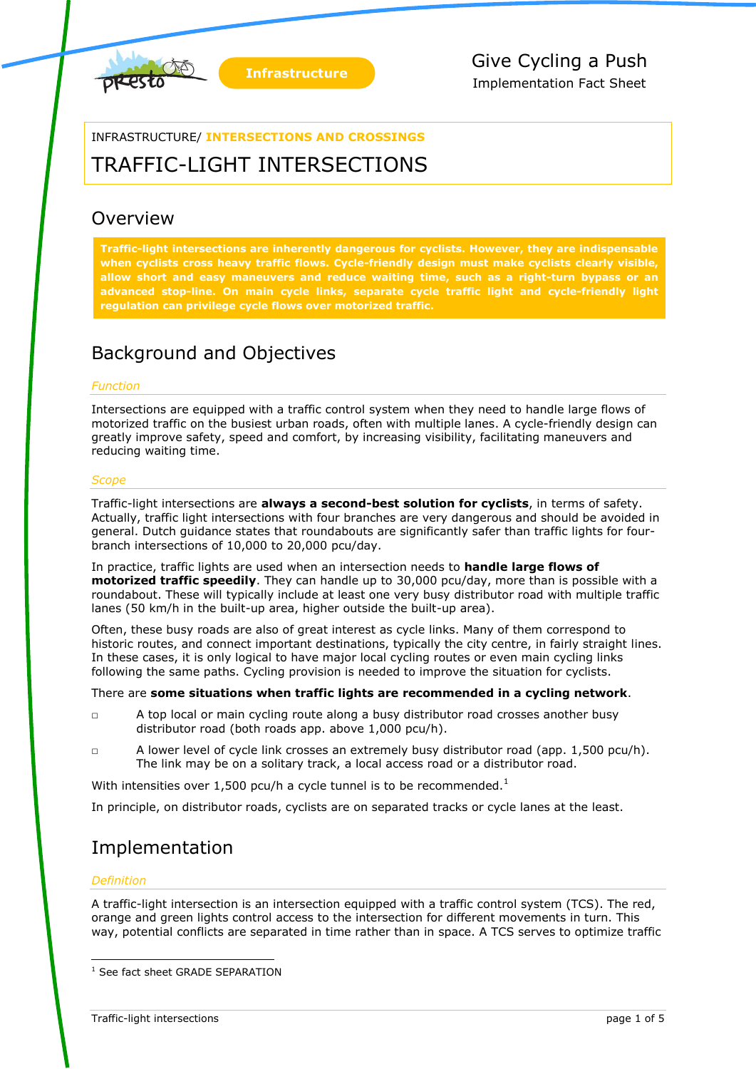Infrastructure

Give Cycling a Push

Implementation Fact Sheet

INFRASTRUCTURE/ **INTERSECTIONS AND CROSSINGS**

# TRAFFIC-LIGHT INTERSECTIONS

## Overview

**Traffic-light intersections are inherently dangerous for cyclists. However, they are indispensable when cyclists cross heavy traffic flows. Cycle-friendly design must make cyclists clearly visible, allow short and easy maneuvers and reduce waiting time, such as a right-turn bypass or an advanced stop-line. On main cycle links, separate cycle traffic light and cycle-friendly light regulation can privilege cycle flows over motorized traffic.**

## Background and Objectives

### *Function*

Intersections are equipped with a traffic control system when they need to handle large flows of motorized traffic on the busiest urban roads, often with multiple lanes. A cycle-friendly design can greatly improve safety, speed and comfort, by increasing visibility, facilitating maneuvers and reducing waiting time.

### *Scope*

Traffic-light intersections are **always a second-best solution for cyclists**, in terms of safety. Actually, traffic light intersections with four branches are very dangerous and should be avoided in general. Dutch guidance states that roundabouts are significantly safer than traffic lights for four-branch intersections of 10,000 to 20,000 pcu/day.

In practice, traffic lights are used when an intersection needs to **handle large flows of motorized traffic speedily**. They can handle up to 30,000 pcu/day, more than is possible with a roundabout. These will typically include at least one very busy distributor road with multiple traffic lanes (50 km/h in the built-up area, higher outside the built-up area).

Often, these busy roads are also of great interest as cycle links. Many of them correspond to historic routes, and connect important destinations, typically the city centre, in fairly straight lines. In these cases, it is only logical to have major local cycling routes or even main cycling links following the same paths. Cycling provision is needed to improve the situation for cyclists.

There are **some situations when traffic lights are recommended in a cycling network**.

- A top local or main cycling route along a busy distributor road crosses another busy distributor road (both roads app. above 1,000 pcu/h).
- A lower level of cycle link crosses an extremely busy distributor road (app. 1,500 pcu/h). The link may be on a solitary track, a local access road or a distributor road.

With intensities over 1,500 pcu/h a cycle tunnel is to be recommended.[1]

In principle, on distributor roads, cyclists are on separated tracks or cycle lanes at the least.

## Implementation

### *Definition*

A traffic-light intersection is an intersection equipped with a traffic control system (TCS). The red, orange and green lights control access to the intersection for different movements in turn. This way, potential conflicts are separated in time rather than in space. A TCS serves to optimize traffic

[1] See fact sheet GRADE SEPARATION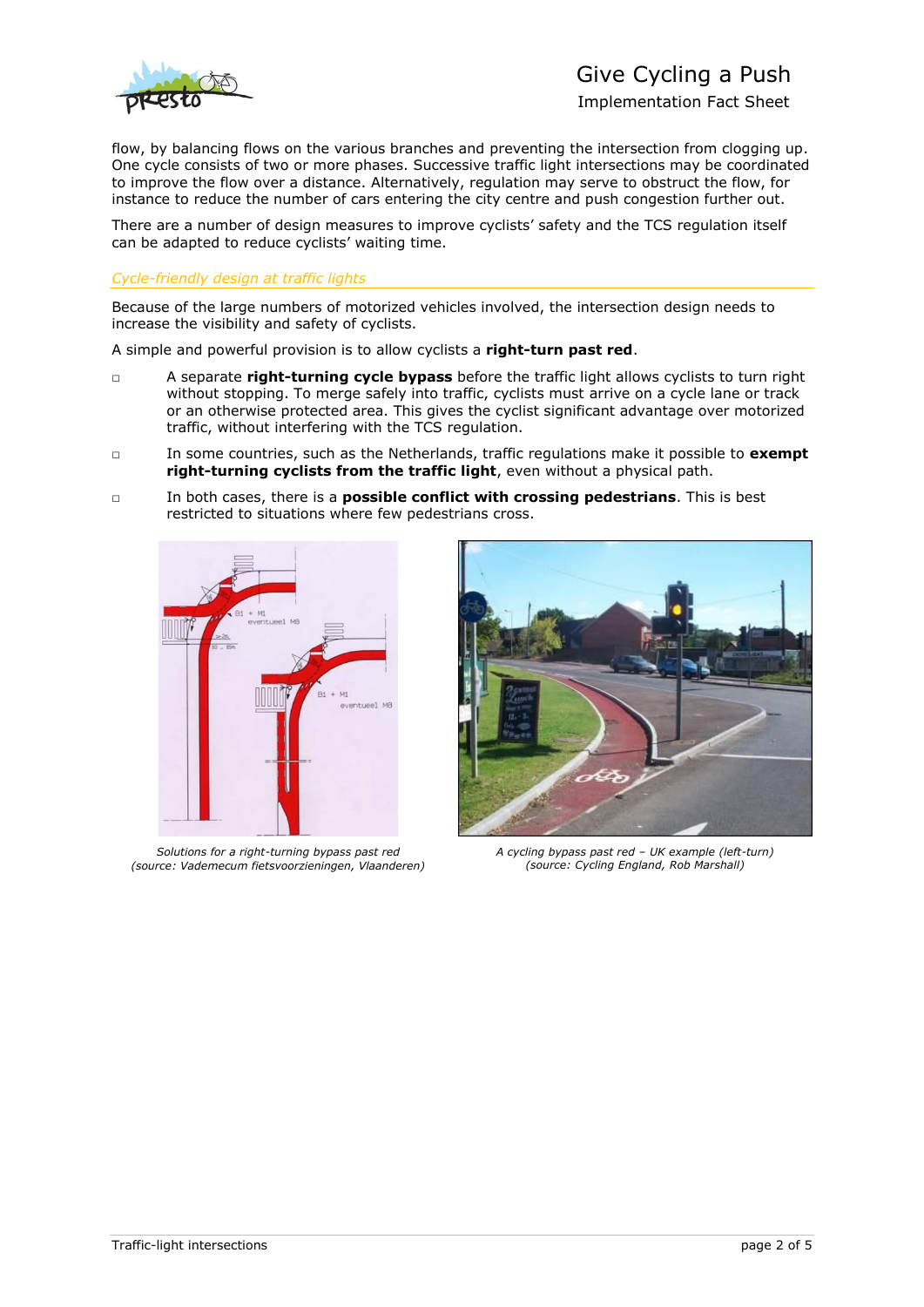flow, by balancing flows on the various branches and preventing the intersection from clogging up. One cycle consists of two or more phases. Successive traffic light intersections may be coordinated to improve the flow over a distance. Alternatively, regulation may serve to obstruct the flow, for instance to reduce the number of cars entering the city centre and push congestion further out.

There are a number of design measures to improve cyclists' safety and the TCS regulation itself can be adapted to reduce cyclists' waiting time.

### *Cycle-friendly design at traffic lights*

Because of the large numbers of motorized vehicles involved, the intersection design needs to increase the visibility and safety of cyclists.

A simple and powerful provision is to allow cyclists a **right-turn past red**.

- A separate **right-turning cycle bypass** before the traffic light allows cyclists to turn right without stopping. To merge safely into traffic, cyclists must arrive on a cycle lane or track or an otherwise protected area. This gives the cyclist significant advantage over motorized traffic, without interfering with the TCS regulation.
- In some countries, such as the Netherlands, traffic regulations make it possible to **exempt right-turning cyclists from the traffic light**, even without a physical path.
- In both cases, there is a **possible conflict with crossing pedestrians**. This is best restricted to situations where few pedestrians cross.

*Solutions for a right-turning bypass past red (source: Vademecum fietsvoorzieningen, Vlaanderen)*

*A cycling bypass past red – UK example (left-turn) (source: Cycling England, Rob Marshall)*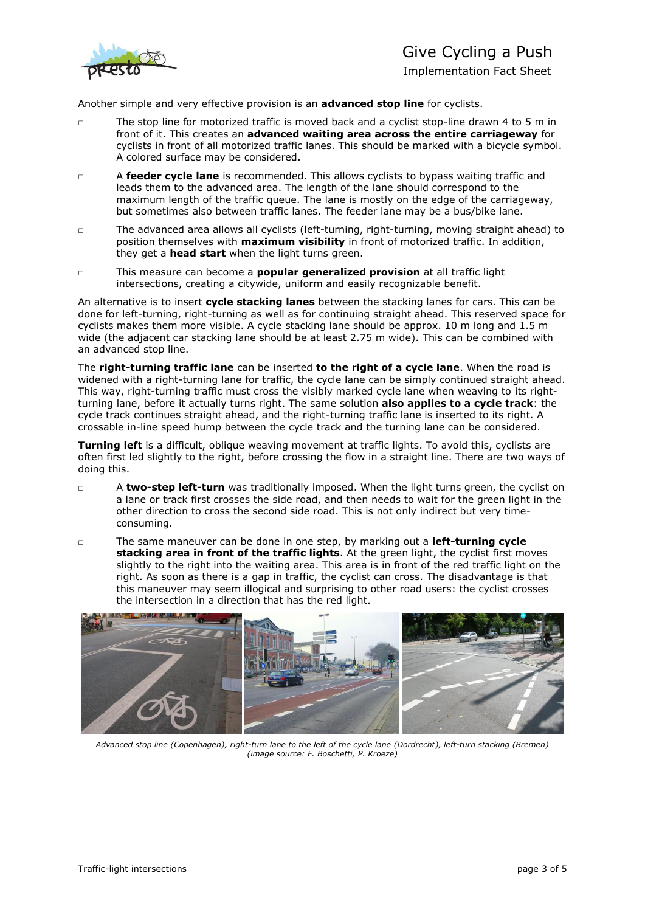Another simple and very effective provision is an **advanced stop line** for cyclists.

- The stop line for motorized traffic is moved back and a cyclist stop-line drawn 4 to 5 m in front of it. This creates an **advanced waiting area across the entire carriageway** for cyclists in front of all motorized traffic lanes. This should be marked with a bicycle symbol. A colored surface may be considered.
- A **feeder cycle lane** is recommended. This allows cyclists to bypass waiting traffic and leads them to the advanced area. The length of the lane should correspond to the maximum length of the traffic queue. The lane is mostly on the edge of the carriageway, but sometimes also between traffic lanes. The feeder lane may be a bus/bike lane.
- The advanced area allows all cyclists (left-turning, right-turning, moving straight ahead) to position themselves with **maximum visibility** in front of motorized traffic. In addition, they get a **head start** when the light turns green.
- This measure can become a **popular generalized provision** at all traffic light intersections, creating a citywide, uniform and easily recognizable benefit.

An alternative is to insert **cycle stacking lanes** between the stacking lanes for cars. This can be done for left-turning, right-turning as well as for continuing straight ahead. This reserved space for cyclists makes them more visible. A cycle stacking lane should be approx. 10 m long and 1.5 m wide (the adjacent car stacking lane should be at least 2.75 m wide). This can be combined with an advanced stop line.

The **right-turning traffic lane** can be inserted **to the right of a cycle lane**. When the road is widened with a right-turning lane for traffic, the cycle lane can be simply continued straight ahead. This way, right-turning traffic must cross the visibly marked cycle lane when weaving to its right-turning lane, before it actually turns right. The same solution **also applies to a cycle track**: the cycle track continues straight ahead, and the right-turning traffic lane is inserted to its right. A crossable in-line speed hump between the cycle track and the turning lane can be considered.

**Turning left** is a difficult, oblique weaving movement at traffic lights. To avoid this, cyclists are often first led slightly to the right, before crossing the flow in a straight line. There are two ways of doing this.

- A **two-step left-turn** was traditionally imposed. When the light turns green, the cyclist on a lane or track first crosses the side road, and then needs to wait for the green light in the other direction to cross the second side road. This is not only indirect but very time-consuming.
- The same maneuver can be done in one step, by marking out a **left-turning cycle stacking area in front of the traffic lights**. At the green light, the cyclist first moves slightly to the right into the waiting area. This area is in front of the red traffic light on the right. As soon as there is a gap in traffic, the cyclist can cross. The disadvantage is that this maneuver may seem illogical and surprising to other road users: the cyclist crosses the intersection in a direction that has the red light.

*Advanced stop line (Copenhagen), right-turn lane to the left of the cycle lane (Dordrecht), left-turn stacking (Bremen) (image source: F. Boschetti, P. Kroeze)*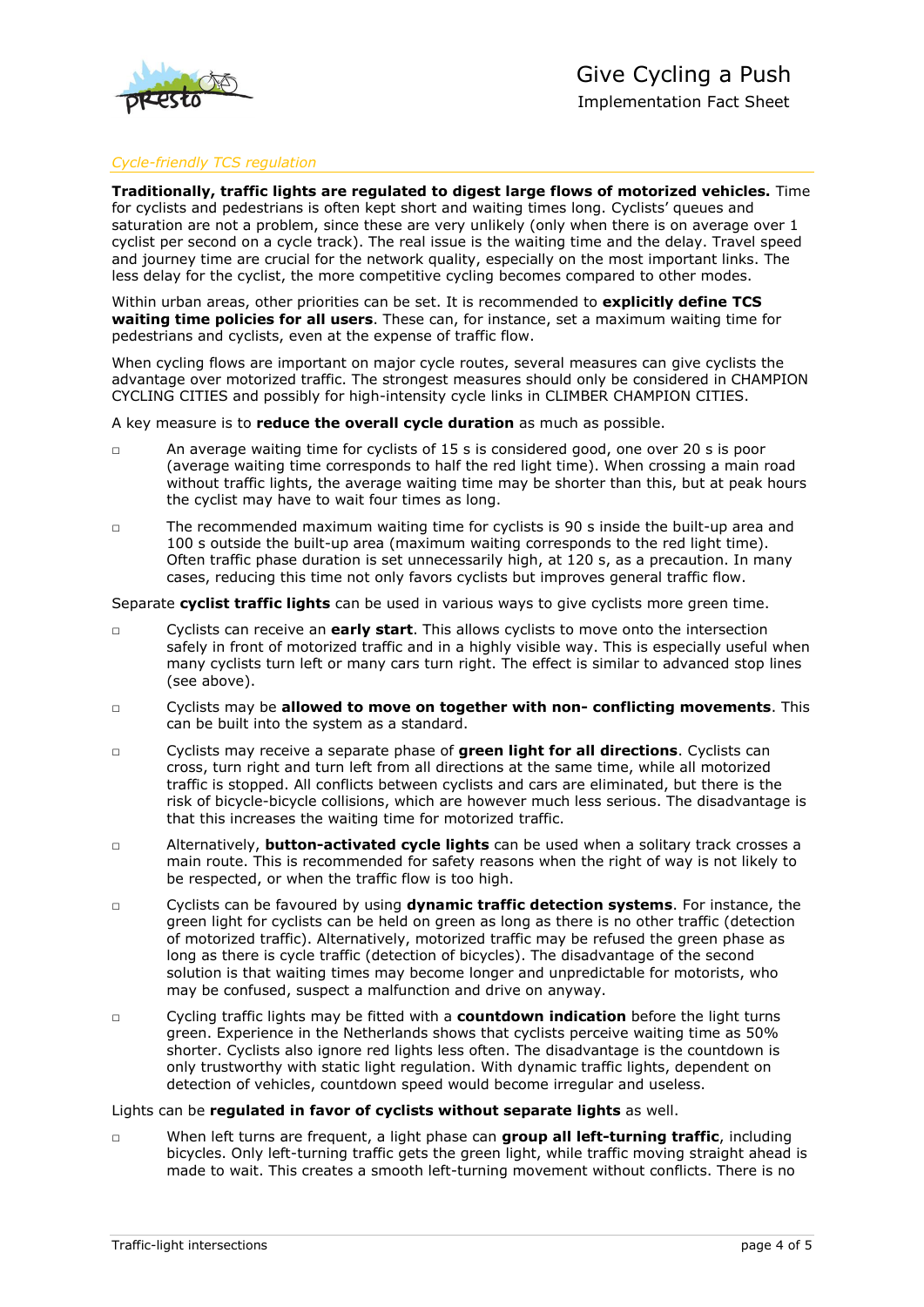*Cycle-friendly TCS regulation*

**Traditionally, traffic lights are regulated to digest large flows of motorized vehicles.** Time for cyclists and pedestrians is often kept short and waiting times long. Cyclists' queues and saturation are not a problem, since these are very unlikely (only when there is on average over 1 cyclist per second on a cycle track). The real issue is the waiting time and the delay. Travel speed and journey time are crucial for the network quality, especially on the most important links. The less delay for the cyclist, the more competitive cycling becomes compared to other modes.

Within urban areas, other priorities can be set. It is recommended to **explicitly define TCS waiting time policies for all users**. These can, for instance, set a maximum waiting time for pedestrians and cyclists, even at the expense of traffic flow.

When cycling flows are important on major cycle routes, several measures can give cyclists the advantage over motorized traffic. The strongest measures should only be considered in CHAMPION CYCLING CITIES and possibly for high-intensity cycle links in CLIMBER CHAMPION CITIES.

A key measure is to **reduce the overall cycle duration** as much as possible.

- An average waiting time for cyclists of 15 s is considered good, one over 20 s is poor (average waiting time corresponds to half the red light time). When crossing a main road without traffic lights, the average waiting time may be shorter than this, but at peak hours the cyclist may have to wait four times as long.
- The recommended maximum waiting time for cyclists is 90 s inside the built-up area and 100 s outside the built-up area (maximum waiting corresponds to the red light time). Often traffic phase duration is set unnecessarily high, at 120 s, as a precaution. In many cases, reducing this time not only favors cyclists but improves general traffic flow.

Separate **cyclist traffic lights** can be used in various ways to give cyclists more green time.

- Cyclists can receive an **early start**. This allows cyclists to move onto the intersection safely in front of motorized traffic and in a highly visible way. This is especially useful when many cyclists turn left or many cars turn right. The effect is similar to advanced stop lines (see above).
- Cyclists may be **allowed to move on together with non- conflicting movements**. This can be built into the system as a standard.
- Cyclists may receive a separate phase of **green light for all directions**. Cyclists can cross, turn right and turn left from all directions at the same time, while all motorized traffic is stopped. All conflicts between cyclists and cars are eliminated, but there is the risk of bicycle-bicycle collisions, which are however much less serious. The disadvantage is that this increases the waiting time for motorized traffic.
- Alternatively, **button-activated cycle lights** can be used when a solitary track crosses a main route. This is recommended for safety reasons when the right of way is not likely to be respected, or when the traffic flow is too high.
- Cyclists can be favoured by using **dynamic traffic detection systems**. For instance, the green light for cyclists can be held on green as long as there is no other traffic (detection of motorized traffic). Alternatively, motorized traffic may be refused the green phase as long as there is cycle traffic (detection of bicycles). The disadvantage of the second solution is that waiting times may become longer and unpredictable for motorists, who may be confused, suspect a malfunction and drive on anyway.
- Cycling traffic lights may be fitted with a **countdown indication** before the light turns green. Experience in the Netherlands shows that cyclists perceive waiting time as 50% shorter. Cyclists also ignore red lights less often. The disadvantage is the countdown is only trustworthy with static light regulation. With dynamic traffic lights, dependent on detection of vehicles, countdown speed would become irregular and useless.

Lights can be **regulated in favor of cyclists without separate lights** as well.

- When left turns are frequent, a light phase can **group all left-turning traffic**, including bicycles. Only left-turning traffic gets the green light, while traffic moving straight ahead is made to wait. This creates a smooth left-turning movement without conflicts. There is no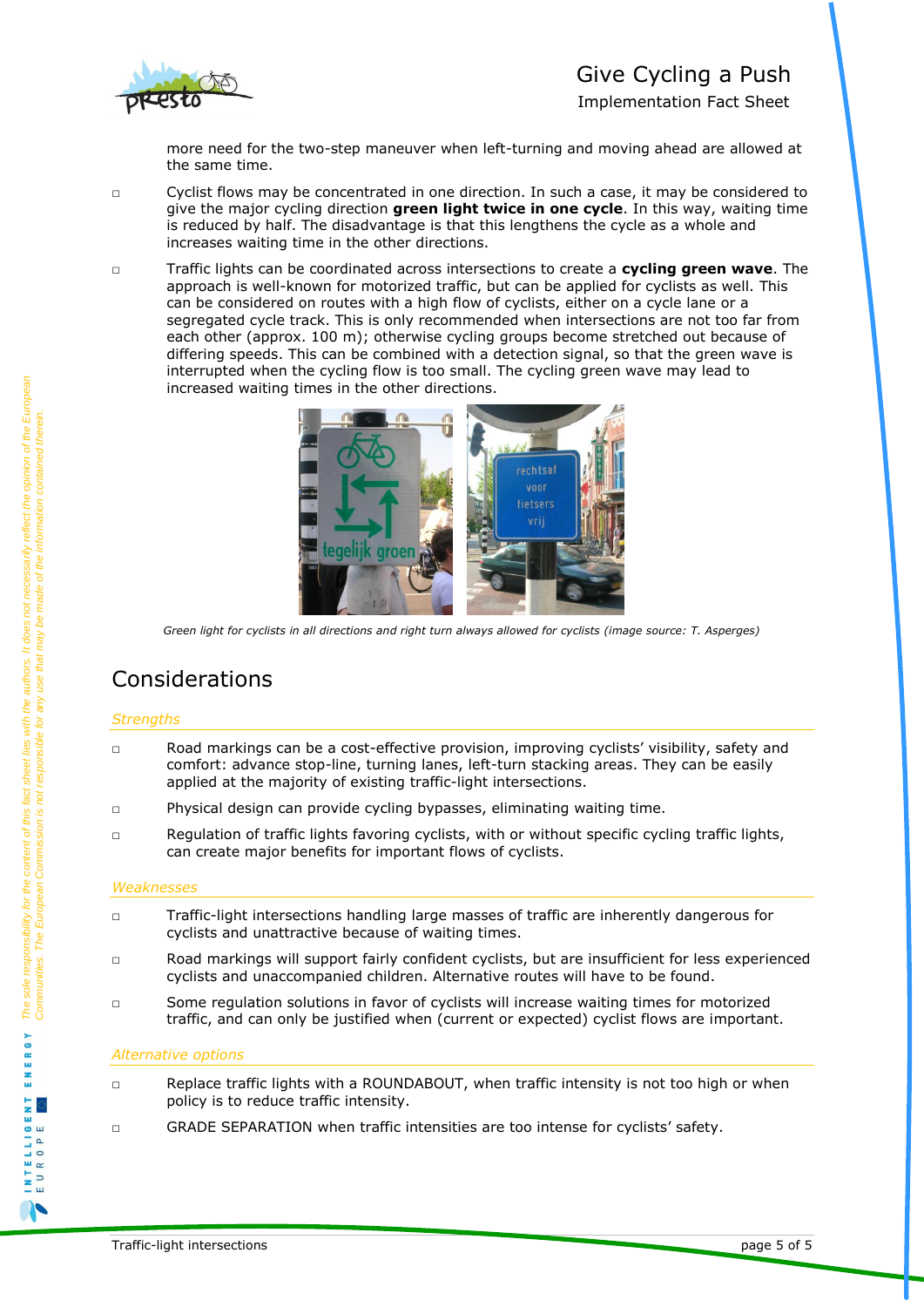more need for the two-step maneuver when left-turning and moving ahead are allowed at the same time.

- Cyclist flows may be concentrated in one direction. In such a case, it may be considered to give the major cycling direction **green light twice in one cycle**. In this way, waiting time is reduced by half. The disadvantage is that this lengthens the cycle as a whole and increases waiting time in the other directions.
- Traffic lights can be coordinated across intersections to create a **cycling green wave**. The approach is well-known for motorized traffic, but can be applied for cyclists as well. This can be considered on routes with a high flow of cyclists, either on a cycle lane or a segregated cycle track. This is only recommended when intersections are not too far from each other (approx. 100 m); otherwise cycling groups become stretched out because of differing speeds. This can be combined with a detection signal, so that the green wave is interrupted when the cycling flow is too small. The cycling green wave may lead to increased waiting times in the other directions.

*Green light for cyclists in all directions and right turn always allowed for cyclists (image source: T. Asperges)*

## Considerations

### *Strengths*

- Road markings can be a cost-effective provision, improving cyclists' visibility, safety and comfort: advance stop-line, turning lanes, left-turn stacking areas. They can be easily applied at the majority of existing traffic-light intersections.
- Physical design can provide cycling bypasses, eliminating waiting time.
- Regulation of traffic lights favoring cyclists, with or without specific cycling traffic lights, can create major benefits for important flows of cyclists.

### *Weaknesses*

- Traffic-light intersections handling large masses of traffic are inherently dangerous for cyclists and unattractive because of waiting times.
- Road markings will support fairly confident cyclists, but are insufficient for less experienced cyclists and unaccompanied children. Alternative routes will have to be found.
- Some regulation solutions in favor of cyclists will increase waiting times for motorized traffic, and can only be justified when (current or expected) cyclist flows are important.

### *Alternative options*

- Replace traffic lights with a ROUNDABOUT, when traffic intensity is not too high or when policy is to reduce traffic intensity.
- GRADE SEPARATION when traffic intensities are too intense for cyclists' safety.